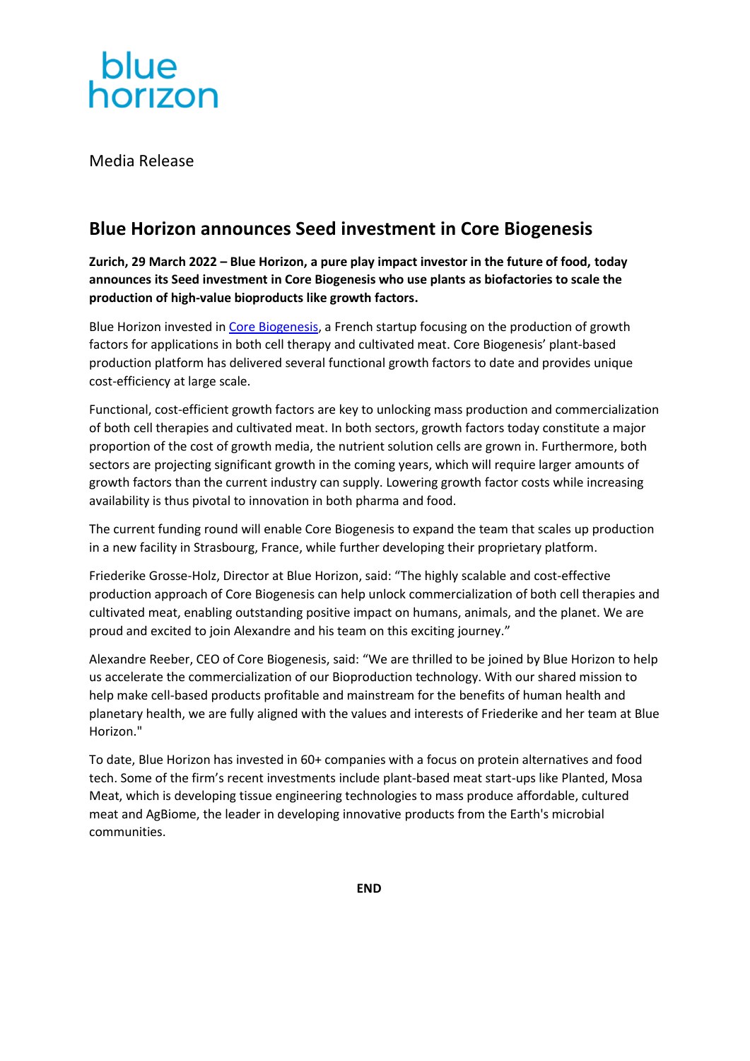blue
horizon

Media Release

## Blue Horizon announces Seed investment in Core Biogenesis

**Zurich, 29 March 2022 – Blue Horizon, a pure play impact investor in the future of food, today announces its Seed investment in Core Biogenesis who use plants as biofactories to scale the production of high-value bioproducts like growth factors.**

Blue Horizon invested in Core Biogenesis, a French startup focusing on the production of growth factors for applications in both cell therapy and cultivated meat. Core Biogenesis' plant-based production platform has delivered several functional growth factors to date and provides unique cost-efficiency at large scale.

Functional, cost-efficient growth factors are key to unlocking mass production and commercialization of both cell therapies and cultivated meat. In both sectors, growth factors today constitute a major proportion of the cost of growth media, the nutrient solution cells are grown in. Furthermore, both sectors are projecting significant growth in the coming years, which will require larger amounts of growth factors than the current industry can supply. Lowering growth factor costs while increasing availability is thus pivotal to innovation in both pharma and food.

The current funding round will enable Core Biogenesis to expand the team that scales up production in a new facility in Strasbourg, France, while further developing their proprietary platform.

Friederike Grosse-Holz, Director at Blue Horizon, said: "The highly scalable and cost-effective production approach of Core Biogenesis can help unlock commercialization of both cell therapies and cultivated meat, enabling outstanding positive impact on humans, animals, and the planet. We are proud and excited to join Alexandre and his team on this exciting journey."

Alexandre Reeber, CEO of Core Biogenesis, said: "We are thrilled to be joined by Blue Horizon to help us accelerate the commercialization of our Bioproduction technology. With our shared mission to help make cell-based products profitable and mainstream for the benefits of human health and planetary health, we are fully aligned with the values and interests of Friederike and her team at Blue Horizon."

To date, Blue Horizon has invested in 60+ companies with a focus on protein alternatives and food tech. Some of the firm's recent investments include plant-based meat start-ups like Planted, Mosa Meat, which is developing tissue engineering technologies to mass produce affordable, cultured meat and AgBiome, the leader in developing innovative products from the Earth's microbial communities.

**END**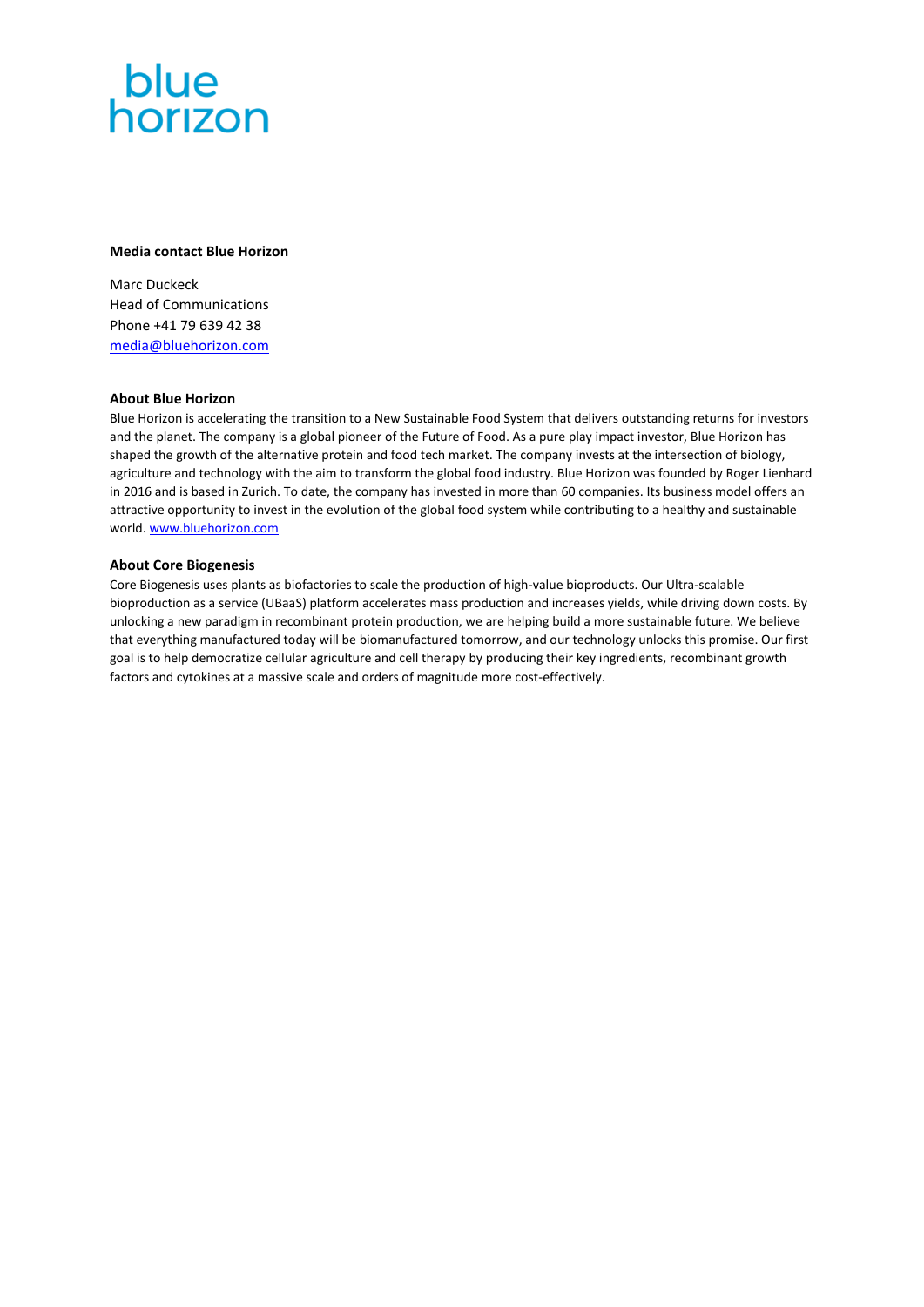blue
horizon

**Media contact Blue Horizon**

Marc Duckeck
Head of Communications
Phone +41 79 639 42 38
media@bluehorizon.com

**About Blue Horizon**

Blue Horizon is accelerating the transition to a New Sustainable Food System that delivers outstanding returns for investors and the planet. The company is a global pioneer of the Future of Food. As a pure play impact investor, Blue Horizon has shaped the growth of the alternative protein and food tech market. The company invests at the intersection of biology, agriculture and technology with the aim to transform the global food industry. Blue Horizon was founded by Roger Lienhard in 2016 and is based in Zurich. To date, the company has invested in more than 60 companies. Its business model offers an attractive opportunity to invest in the evolution of the global food system while contributing to a healthy and sustainable world. www.bluehorizon.com

**About Core Biogenesis**

Core Biogenesis uses plants as biofactories to scale the production of high-value bioproducts. Our Ultra-scalable bioproduction as a service (UBaaS) platform accelerates mass production and increases yields, while driving down costs. By unlocking a new paradigm in recombinant protein production, we are helping build a more sustainable future. We believe that everything manufactured today will be biomanufactured tomorrow, and our technology unlocks this promise. Our first goal is to help democratize cellular agriculture and cell therapy by producing their key ingredients, recombinant growth factors and cytokines at a massive scale and orders of magnitude more cost-effectively.